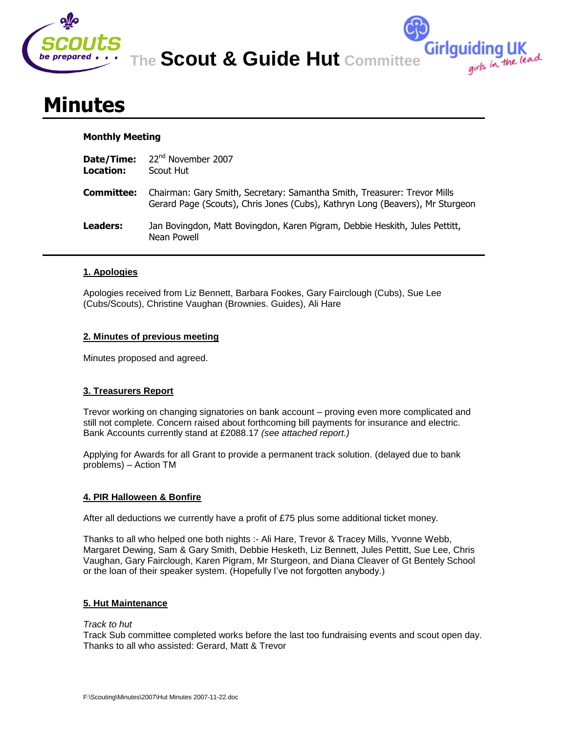The **Scout & Guide Hut** Committee

# Minutes

**Monthly Meeting**

| | |
|---|---|
| **Date/Time:** | 22nd November 2007 |
| **Location:** | Scout Hut |
| **Committee:** | Chairman: Gary Smith, Secretary: Samantha Smith, Treasurer: Trevor Mills Gerard Page (Scouts), Chris Jones (Cubs), Kathryn Long (Beavers), Mr Sturgeon |
| **Leaders:** | Jan Bovingdon, Matt Bovingdon, Karen Pigram, Debbie Heskith, Jules Pettitt, Nean Powell |

## 1. Apologies

Apologies received from Liz Bennett, Barbara Fookes, Gary Fairclough (Cubs), Sue Lee (Cubs/Scouts), Christine Vaughan (Brownies. Guides), Ali Hare

## 2. Minutes of previous meeting

Minutes proposed and agreed.

## 3. Treasurers Report

Trevor working on changing signatories on bank account – proving even more complicated and still not complete. Concern raised about forthcoming bill payments for insurance and electric. Bank Accounts currently stand at £2088.17 *(see attached report.)*

Applying for Awards for all Grant to provide a permanent track solution. (delayed due to bank problems) – Action TM

## 4. PIR Halloween & Bonfire

After all deductions we currently have a profit of £75 plus some additional ticket money.

Thanks to all who helped one both nights :- Ali Hare, Trevor & Tracey Mills, Yvonne Webb, Margaret Dewing, Sam & Gary Smith, Debbie Hesketh, Liz Bennett, Jules Pettitt, Sue Lee, Chris Vaughan, Gary Fairclough, Karen Pigram, Mr Sturgeon, and Diana Cleaver of Gt Bentely School or the loan of their speaker system. (Hopefully I've not forgotten anybody.)

## 5. Hut Maintenance

*Track to hut*
Track Sub committee completed works before the last too fundraising events and scout open day. Thanks to all who assisted: Gerard, Matt & Trevor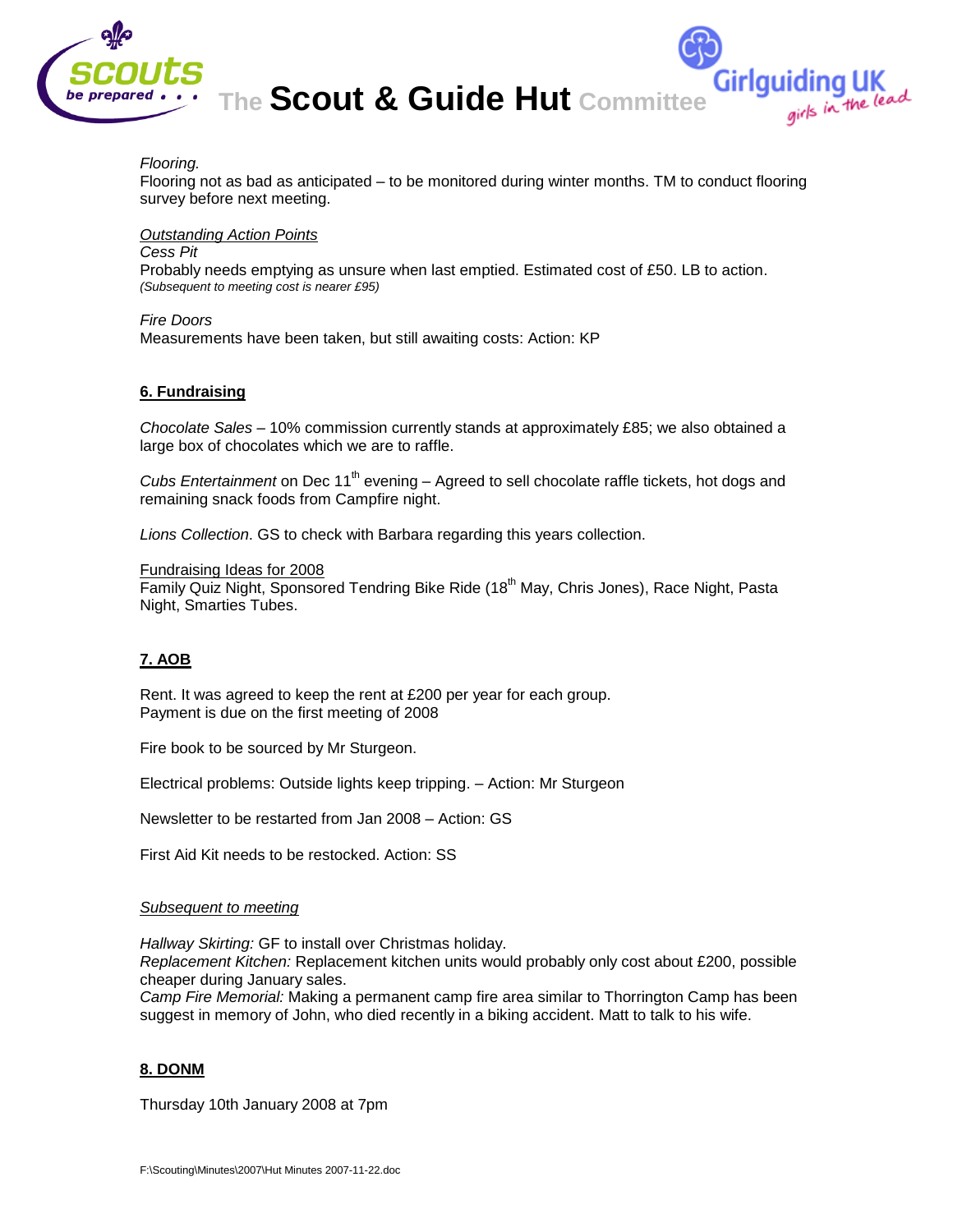*Flooring.*
Flooring not as bad as anticipated – to be monitored during winter months. TM to conduct flooring survey before next meeting.

<u>*Outstanding Action Points*</u>
*Cess Pit*
Probably needs emptying as unsure when last emptied. Estimated cost of £50. LB to action.
*(Subsequent to meeting cost is nearer £95)*

*Fire Doors*
Measurements have been taken, but still awaiting costs: Action: KP

## 6. Fundraising

*Chocolate Sales* – 10% commission currently stands at approximately £85; we also obtained a large box of chocolates which we are to raffle.

*Cubs Entertainment* on Dec 11th evening – Agreed to sell chocolate raffle tickets, hot dogs and remaining snack foods from Campfire night.

*Lions Collection*. GS to check with Barbara regarding this years collection.

<u>Fundraising Ideas for 2008</u>
Family Quiz Night, Sponsored Tendring Bike Ride (18th May, Chris Jones), Race Night, Pasta Night, Smarties Tubes.

## 7. AOB

Rent. It was agreed to keep the rent at £200 per year for each group.
Payment is due on the first meeting of 2008

Fire book to be sourced by Mr Sturgeon.

Electrical problems: Outside lights keep tripping. – Action: Mr Sturgeon

Newsletter to be restarted from Jan 2008 – Action: GS

First Aid Kit needs to be restocked. Action: SS

<u>*Subsequent to meeting*</u>

*Hallway Skirting:* GF to install over Christmas holiday.
*Replacement Kitchen:* Replacement kitchen units would probably only cost about £200, possible cheaper during January sales.
*Camp Fire Memorial:* Making a permanent camp fire area similar to Thorrington Camp has been suggest in memory of John, who died recently in a biking accident. Matt to talk to his wife.

## 8. DONM

Thursday 10th January 2008 at 7pm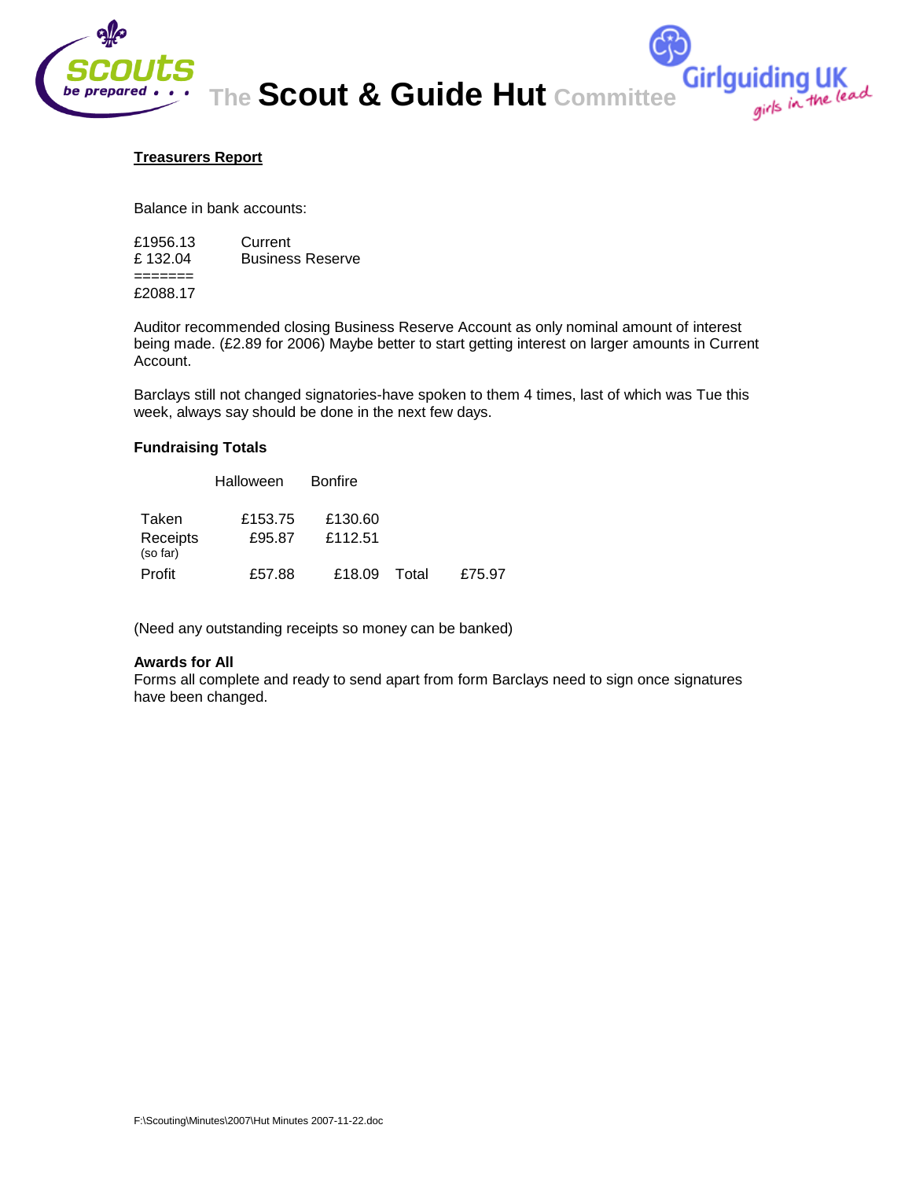# The Scout & Guide Hut Committee

**Treasurers Report**

Balance in bank accounts:

| | |
|---|---|
| £1956.13 | Current |
| £ 132.04 | Business Reserve |
| ======= | |
| £2088.17 | |

Auditor recommended closing Business Reserve Account as only nominal amount of interest being made. (£2.89 for 2006) Maybe better to start getting interest on larger amounts in Current Account.

Barclays still not changed signatories-have spoken to them 4 times, last of which was Tue this week, always say should be done in the next few days.

**Fundraising Totals**

| | Halloween | Bonfire | | |
|---|---|---|---|---|
| Taken | £153.75 | £130.60 | | |
| Receipts (so far) | £95.87 | £112.51 | | |
| Profit | £57.88 | £18.09 | Total | £75.97 |

(Need any outstanding receipts so money can be banked)

**Awards for All**

Forms all complete and ready to send apart from form Barclays need to sign once signatures have been changed.

F:\Scouting\Minutes\2007\Hut Minutes 2007-11-22.doc